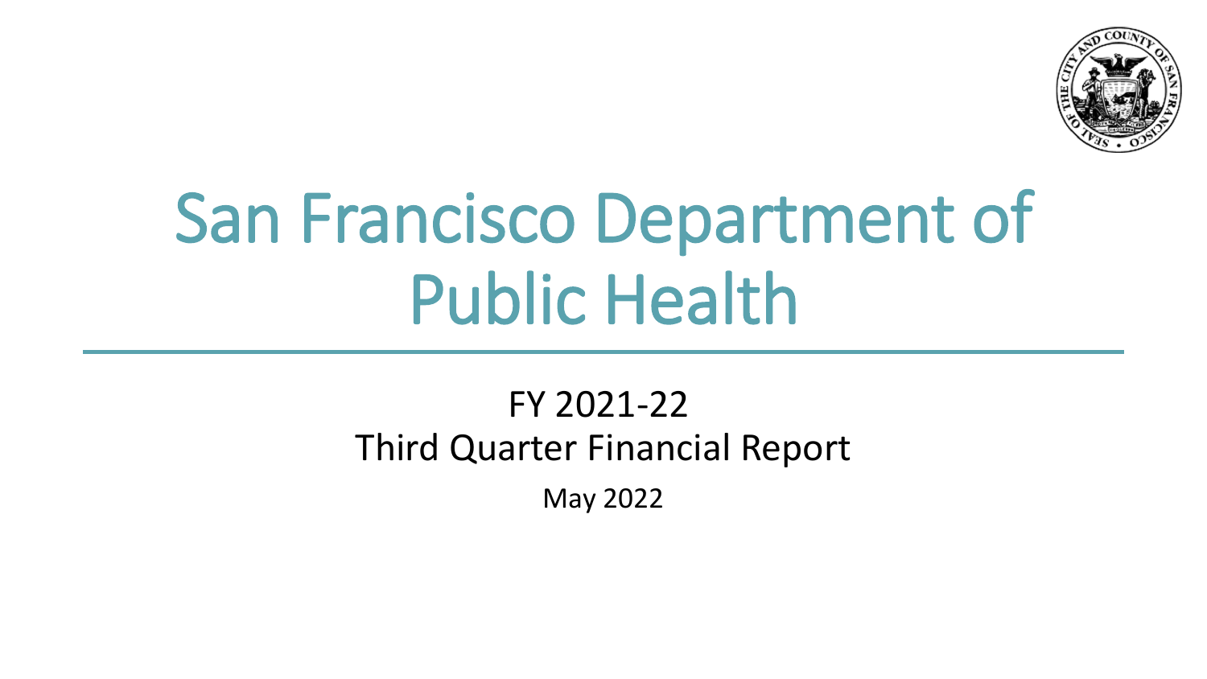# San Francisco Department of Public Health

FY 2021-22
Third Quarter Financial Report

May 2022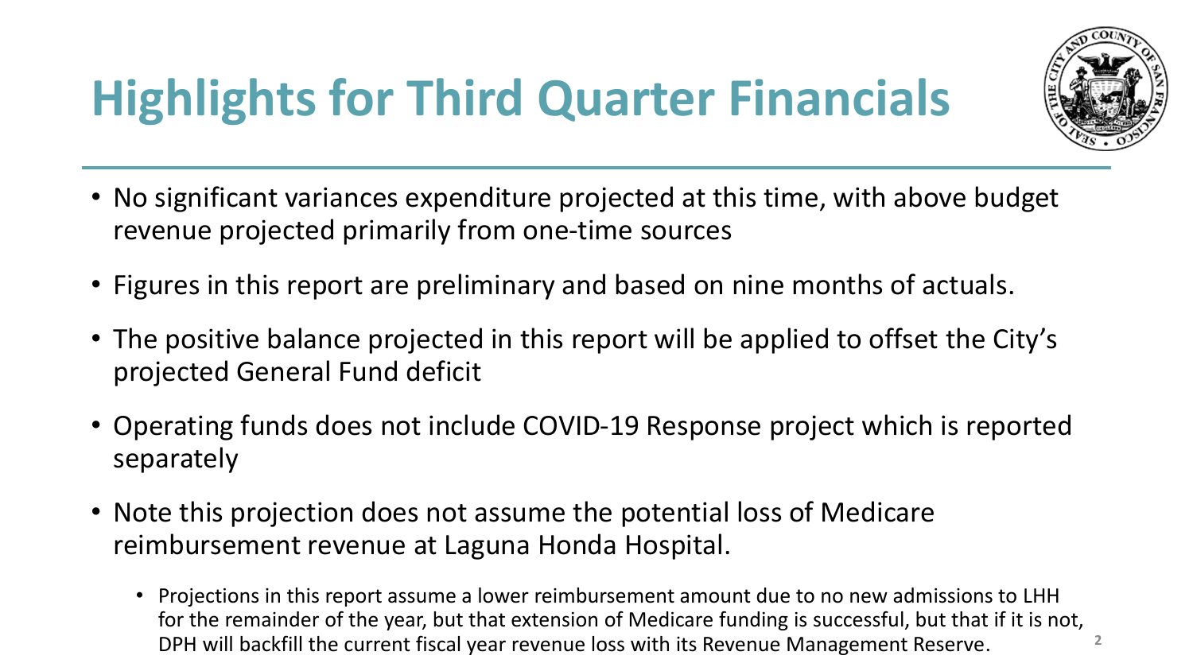# Highlights for Third Quarter Financials

- No significant variances expenditure projected at this time, with above budget revenue projected primarily from one-time sources
- Figures in this report are preliminary and based on nine months of actuals.
- The positive balance projected in this report will be applied to offset the City's projected General Fund deficit
- Operating funds does not include COVID-19 Response project which is reported separately
- Note this projection does not assume the potential loss of Medicare reimbursement revenue at Laguna Honda Hospital.
  - Projections in this report assume a lower reimbursement amount due to no new admissions to LHH for the remainder of the year, but that extension of Medicare funding is successful, but that if it is not, DPH will backfill the current fiscal year revenue loss with its Revenue Management Reserve.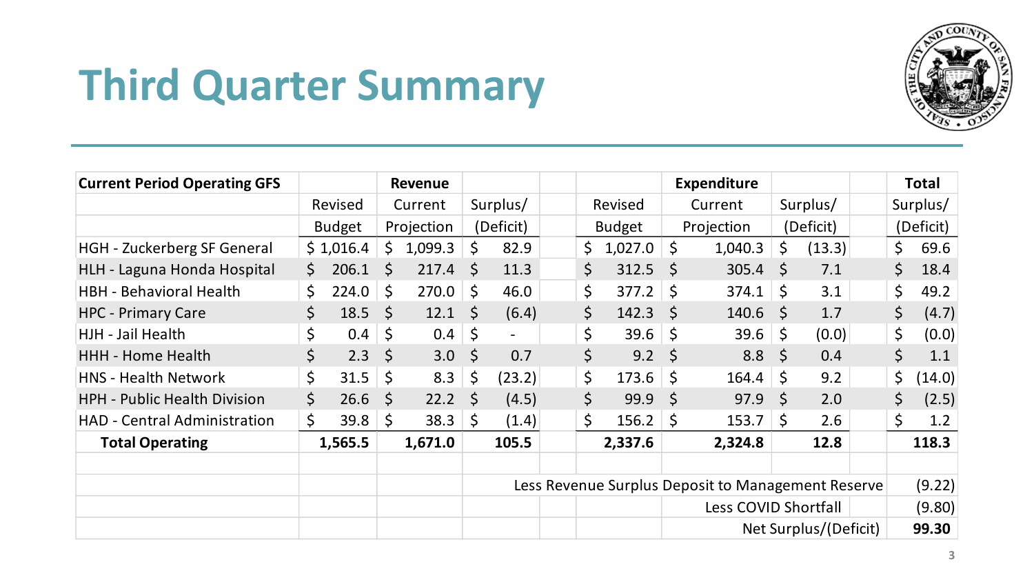# Third Quarter Summary

| Current Period Operating GFS | Revenue | | | Expenditure | | | Total |
|---|---|---|---|---|---|---|---|
| | Revised Budget | Current Projection | Surplus/ (Deficit) | Revised Budget | Current Projection | Surplus/ (Deficit) | Surplus/ (Deficit) |
| HGH - Zuckerberg SF General | $ 1,016.4 | $ 1,099.3 | $ 82.9 | $ 1,027.0 | $ 1,040.3 | $ (13.3) | $ 69.6 |
| HLH - Laguna Honda Hospital | $ 206.1 | $ 217.4 | $ 11.3 | $ 312.5 | $ 305.4 | $ 7.1 | $ 18.4 |
| HBH - Behavioral Health | $ 224.0 | $ 270.0 | $ 46.0 | $ 377.2 | $ 374.1 | $ 3.1 | $ 49.2 |
| HPC - Primary Care | $ 18.5 | $ 12.1 | $ (6.4) | $ 142.3 | $ 140.6 | $ 1.7 | $ (4.7) |
| HJH - Jail Health | $ 0.4 | $ 0.4 | $ - | $ 39.6 | $ 39.6 | $ (0.0) | $ (0.0) |
| HHH - Home Health | $ 2.3 | $ 3.0 | $ 0.7 | $ 9.2 | $ 8.8 | $ 0.4 | $ 1.1 |
| HNS - Health Network | $ 31.5 | $ 8.3 | $ (23.2) | $ 173.6 | $ 164.4 | $ 9.2 | $ (14.0) |
| HPH - Public Health Division | $ 26.6 | $ 22.2 | $ (4.5) | $ 99.9 | $ 97.9 | $ 2.0 | $ (2.5) |
| HAD - Central Administration | $ 39.8 | $ 38.3 | $ (1.4) | $ 156.2 | $ 153.7 | $ 2.6 | $ 1.2 |
| **Total Operating** | **1,565.5** | **1,671.0** | **105.5** | **2,337.6** | **2,324.8** | **12.8** | **118.3** |
| | | | | | | | |
| | | | Less Revenue Surplus Deposit to Management Reserve | | | | (9.22) |
| | | | | | Less COVID Shortfall | | (9.80) |
| | | | | | Net Surplus/(Deficit) | | **99.30** |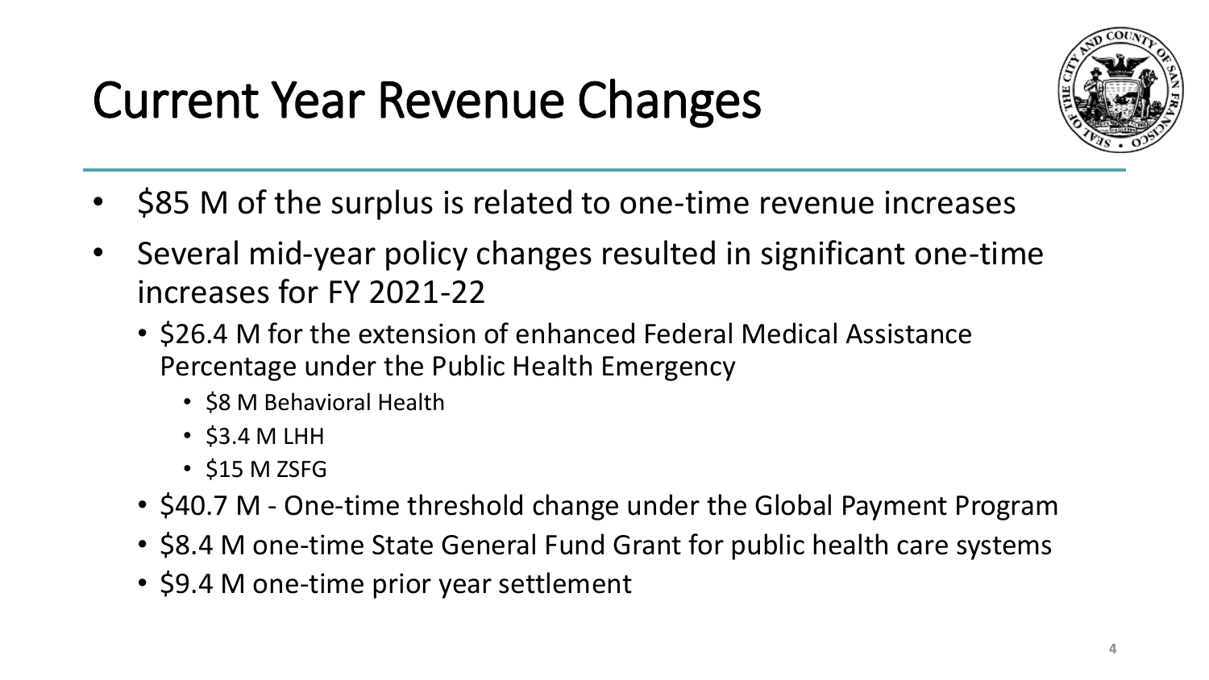# Current Year Revenue Changes

- $85 M of the surplus is related to one-time revenue increases
- Several mid-year policy changes resulted in significant one-time increases for FY 2021-22
  - $26.4 M for the extension of enhanced Federal Medical Assistance Percentage under the Public Health Emergency
    - $8 M Behavioral Health
    - $3.4 M LHH
    - $15 M ZSFG
  - $40.7 M - One-time threshold change under the Global Payment Program
  - $8.4 M one-time State General Fund Grant for public health care systems
  - $9.4 M one-time prior year settlement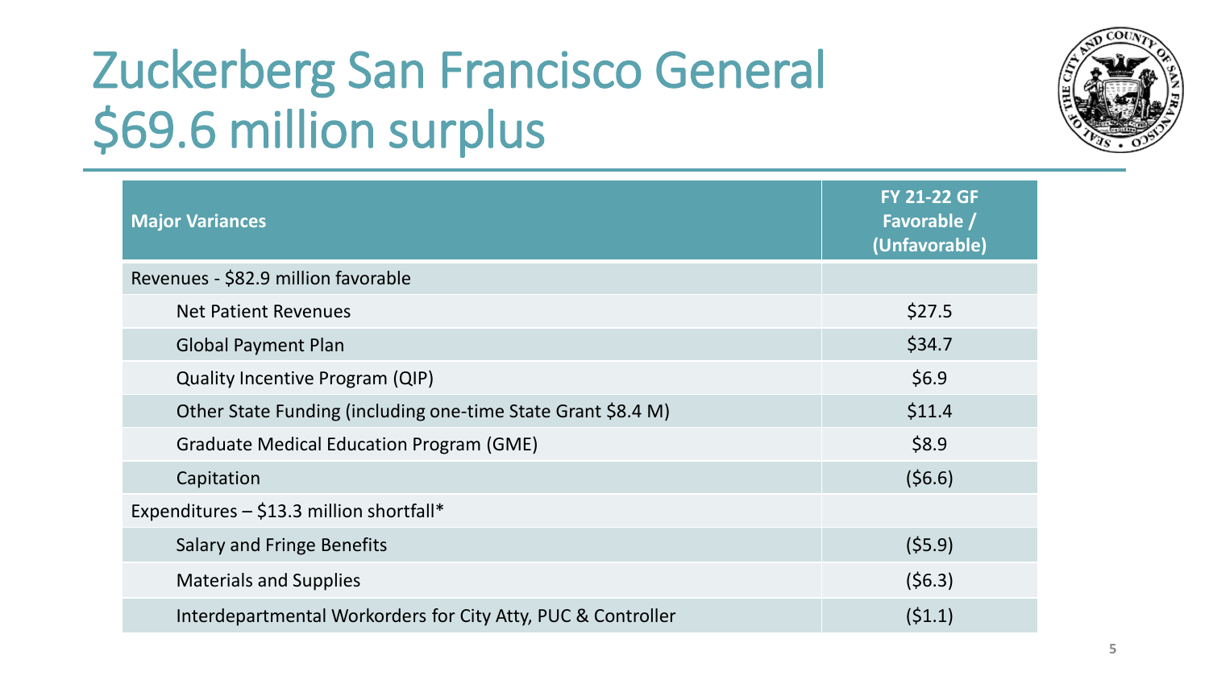# Zuckerberg San Francisco General
# $69.6 million surplus

| Major Variances | FY 21-22 GF Favorable / (Unfavorable) |
|---|---|
| Revenues - $82.9 million favorable | |
| Net Patient Revenues | $27.5 |
| Global Payment Plan | $34.7 |
| Quality Incentive Program (QIP) | $6.9 |
| Other State Funding (including one-time State Grant $8.4 M) | $11.4 |
| Graduate Medical Education Program (GME) | $8.9 |
| Capitation | ($6.6) |
| Expenditures – $13.3 million shortfall* | |
| Salary and Fringe Benefits | ($5.9) |
| Materials and Supplies | ($6.3) |
| Interdepartmental Workorders for City Atty, PUC & Controller | ($1.1) |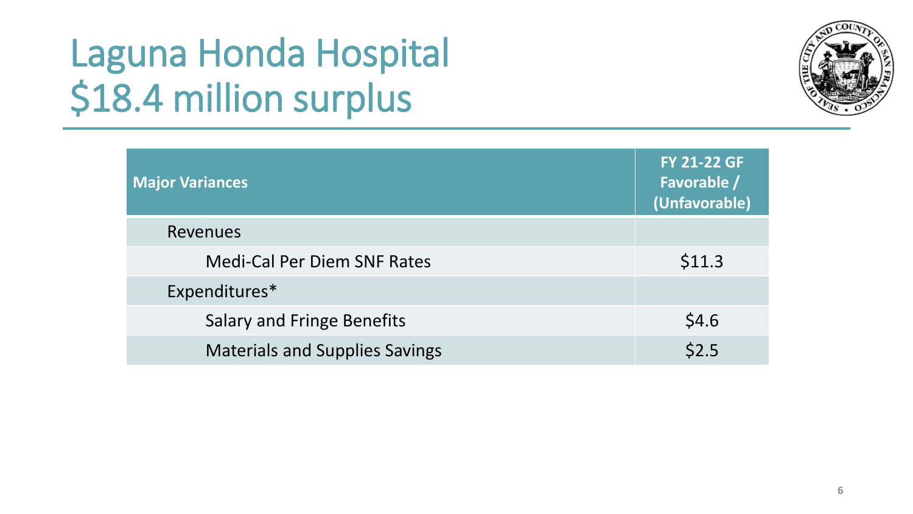# Laguna Honda Hospital
# $18.4 million surplus

| Major Variances | FY 21-22 GF Favorable / (Unfavorable) |
|---|---|
| Revenues | |
| Medi-Cal Per Diem SNF Rates | $11.3 |
| Expenditures* | |
| Salary and Fringe Benefits | $4.6 |
| Materials and Supplies Savings | $2.5 |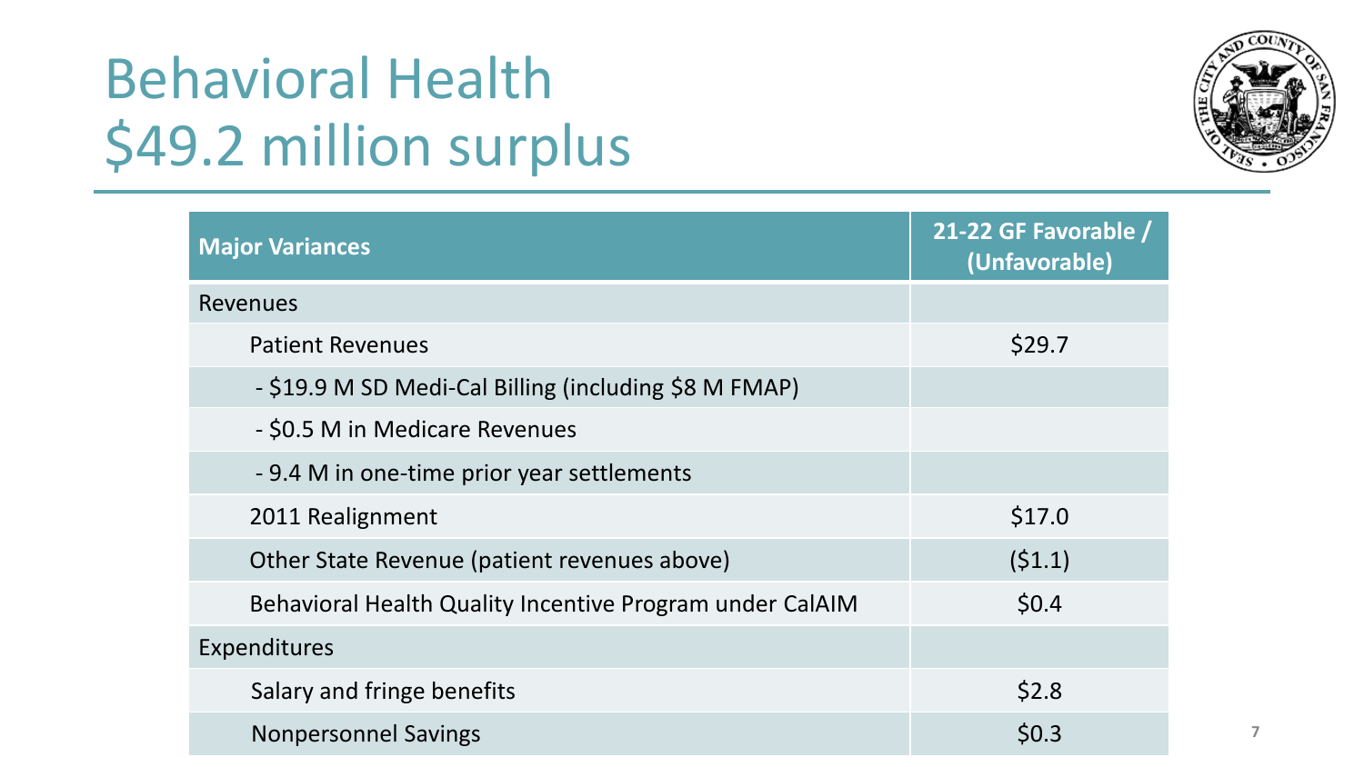# Behavioral Health
# $49.2 million surplus

| Major Variances | 21-22 GF Favorable / (Unfavorable) |
|---|---|
| Revenues | |
| Patient Revenues | $29.7 |
| - $19.9 M SD Medi-Cal Billing (including $8 M FMAP) | |
| - $0.5 M in Medicare Revenues | |
| - 9.4 M in one-time prior year settlements | |
| 2011 Realignment | $17.0 |
| Other State Revenue (patient revenues above) | ($1.1) |
| Behavioral Health Quality Incentive Program under CalAIM | $0.4 |
| Expenditures | |
| Salary and fringe benefits | $2.8 |
| Nonpersonnel Savings | $0.3 |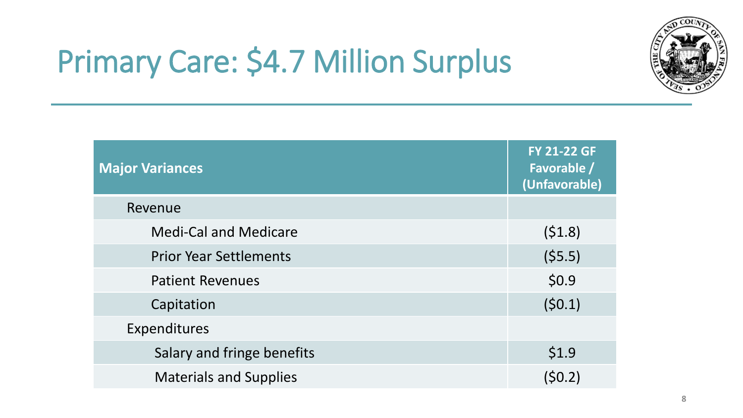# Primary Care: $4.7 Million Surplus

| Major Variances | FY 21-22 GF Favorable / (Unfavorable) |
|---|---|
| Revenue | |
| Medi-Cal and Medicare | ($1.8) |
| Prior Year Settlements | ($5.5) |
| Patient Revenues | $0.9 |
| Capitation | ($0.1) |
| Expenditures | |
| Salary and fringe benefits | $1.9 |
| Materials and Supplies | ($0.2) |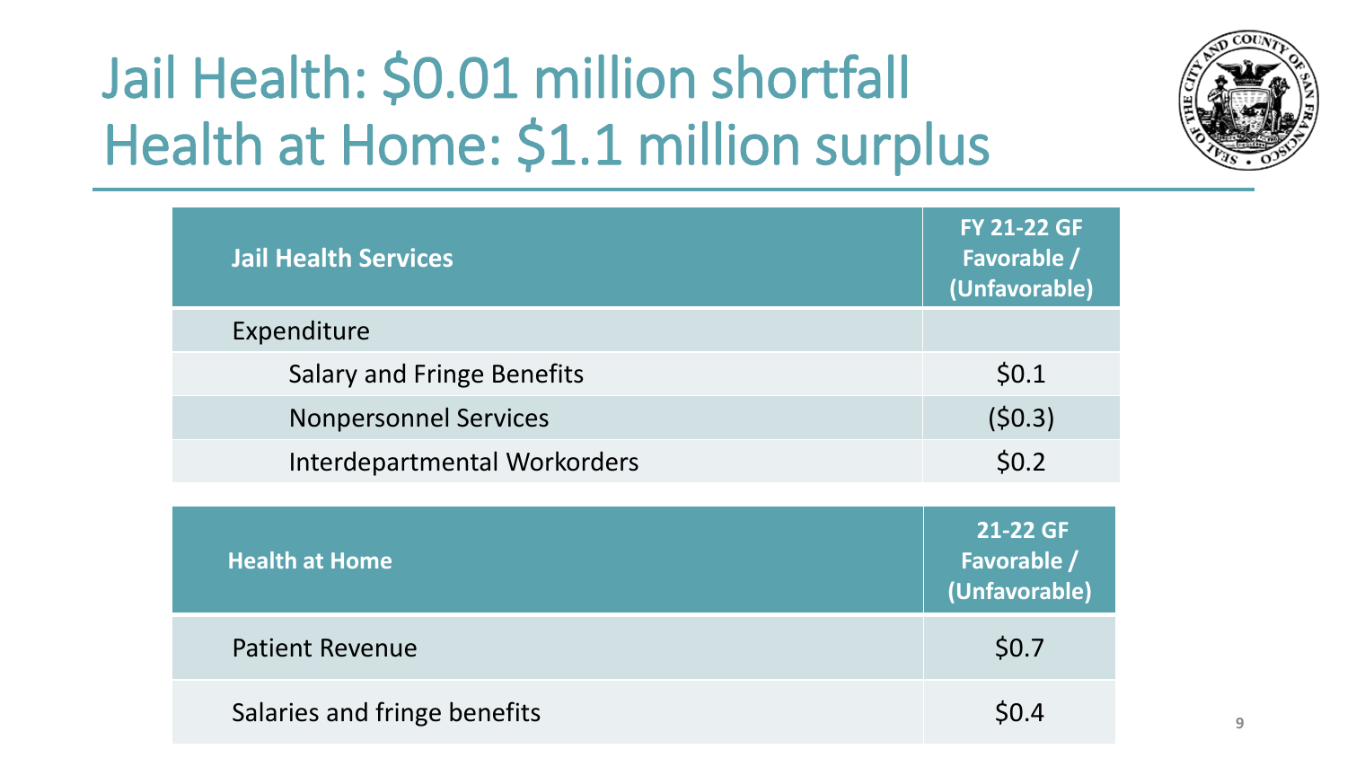# Jail Health: $0.01 million shortfall
# Health at Home: $1.1 million surplus

| Jail Health Services | FY 21-22 GF Favorable / (Unfavorable) |
|---|---|
| Expenditure | |
| Salary and Fringe Benefits | $0.1 |
| Nonpersonnel Services | ($0.3) |
| Interdepartmental Workorders | $0.2 |

| Health at Home | 21-22 GF Favorable / (Unfavorable) |
|---|---|
| Patient Revenue | $0.7 |
| Salaries and fringe benefits | $0.4 |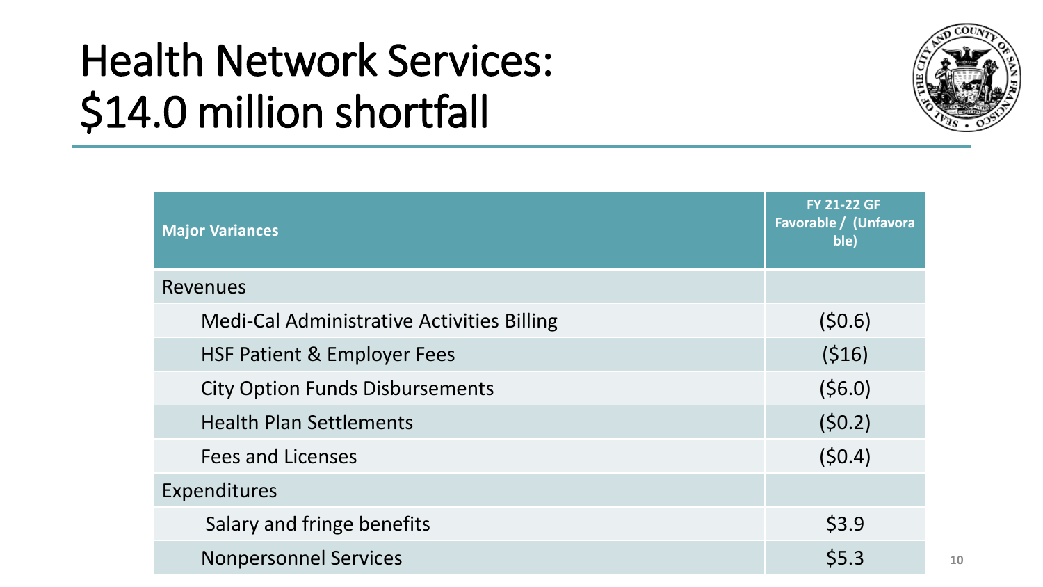# Health Network Services: $14.0 million shortfall

| Major Variances | FY 21-22 GF Favorable / (Unfavorable) |
|---|---|
| Revenues | |
| Medi-Cal Administrative Activities Billing | ($0.6) |
| HSF Patient & Employer Fees | ($16) |
| City Option Funds Disbursements | ($6.0) |
| Health Plan Settlements | ($0.2) |
| Fees and Licenses | ($0.4) |
| Expenditures | |
| Salary and fringe benefits | $3.9 |
| Nonpersonnel Services | $5.3 |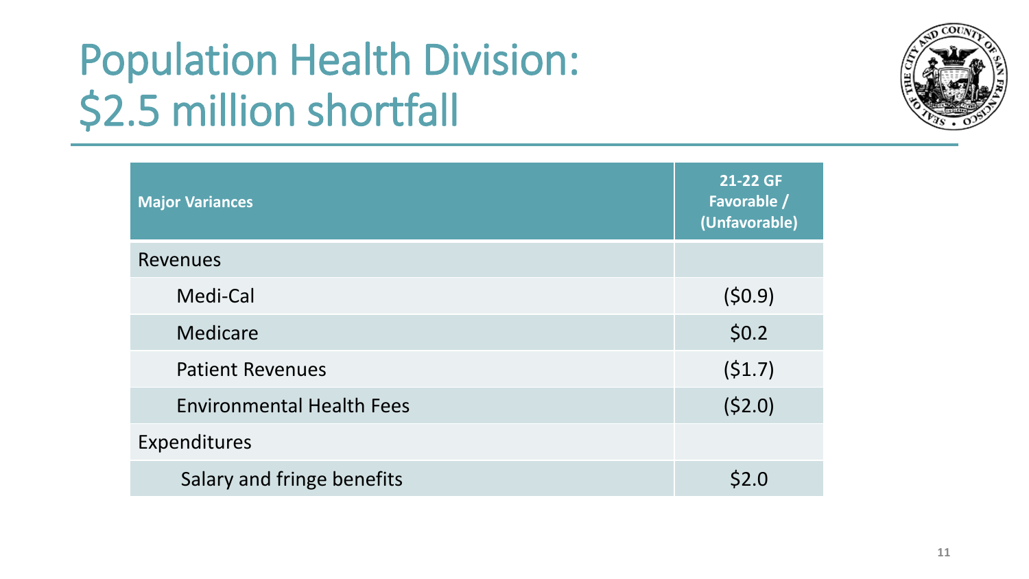# Population Health Division: $2.5 million shortfall

| Major Variances | 21-22 GF Favorable / (Unfavorable) |
|---|---|
| Revenues | |
| Medi-Cal | ($0.9) |
| Medicare | $0.2 |
| Patient Revenues | ($1.7) |
| Environmental Health Fees | ($2.0) |
| Expenditures | |
| Salary and fringe benefits | $2.0 |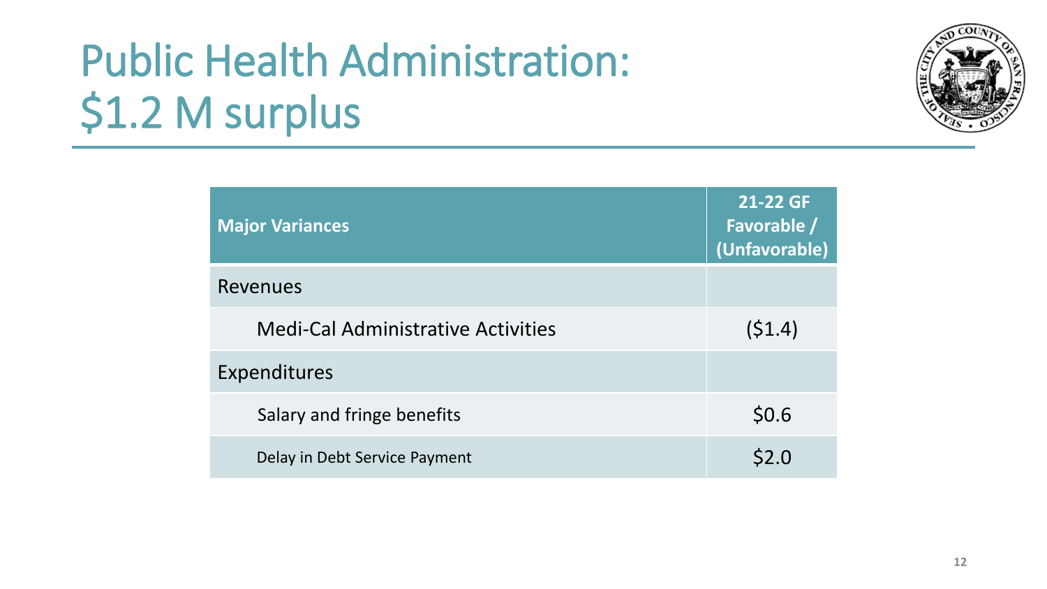# Public Health Administration: $1.2 M surplus

| Major Variances | 21-22 GF Favorable / (Unfavorable) |
|---|---|
| Revenues | |
| Medi-Cal Administrative Activities | ($1.4) |
| Expenditures | |
| Salary and fringe benefits | $0.6 |
| Delay in Debt Service Payment | $2.0 |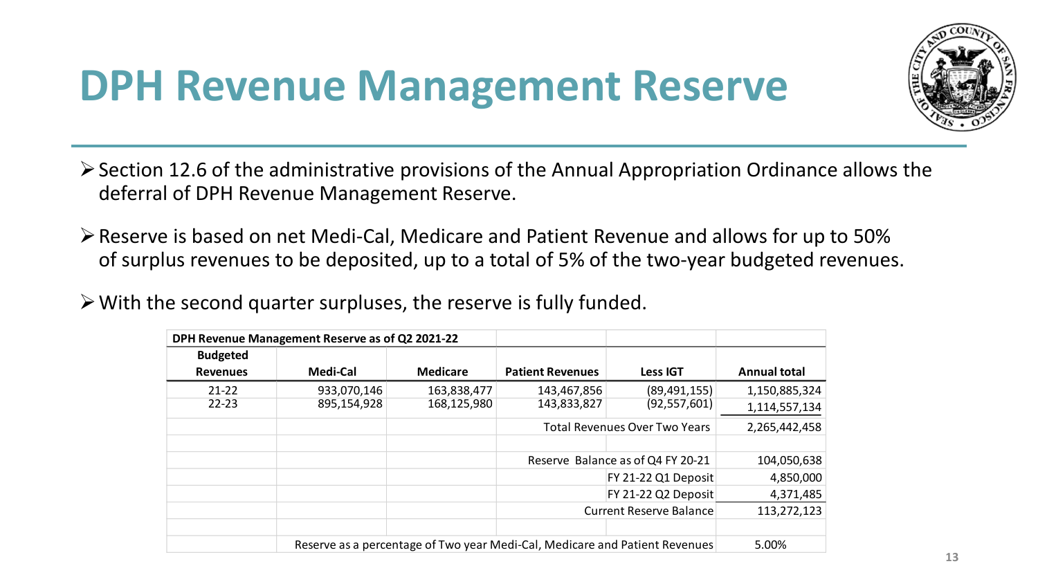# DPH Revenue Management Reserve

- Section 12.6 of the administrative provisions of the Annual Appropriation Ordinance allows the deferral of DPH Revenue Management Reserve.
- Reserve is based on net Medi-Cal, Medicare and Patient Revenue and allows for up to 50% of surplus revenues to be deposited, up to a total of 5% of the two-year budgeted revenues.
- With the second quarter surpluses, the reserve is fully funded.

| DPH Revenue Management Reserve as of Q2 2021-22 | | | | | |
|---|---|---|---|---|---|
| **Budgeted Revenues** | **Medi-Cal** | **Medicare** | **Patient Revenues** | **Less IGT** | **Annual total** |
| 21-22 | 933,070,146 | 163,838,477 | 143,467,856 | (89,491,155) | 1,150,885,324 |
| 22-23 | 895,154,928 | 168,125,980 | 143,833,827 | (92,557,601) | 1,114,557,134 |
| | | | Total Revenues Over Two Years | | 2,265,442,458 |
| | | | | | |
| | | | Reserve Balance as of Q4 FY 20-21 | | 104,050,638 |
| | | | | FY 21-22 Q1 Deposit | 4,850,000 |
| | | | | FY 21-22 Q2 Deposit | 4,371,485 |
| | | | Current Reserve Balance | | 113,272,123 |
| | | | | | |
| | Reserve as a percentage of Two year Medi-Cal, Medicare and Patient Revenues | | | | 5.00% |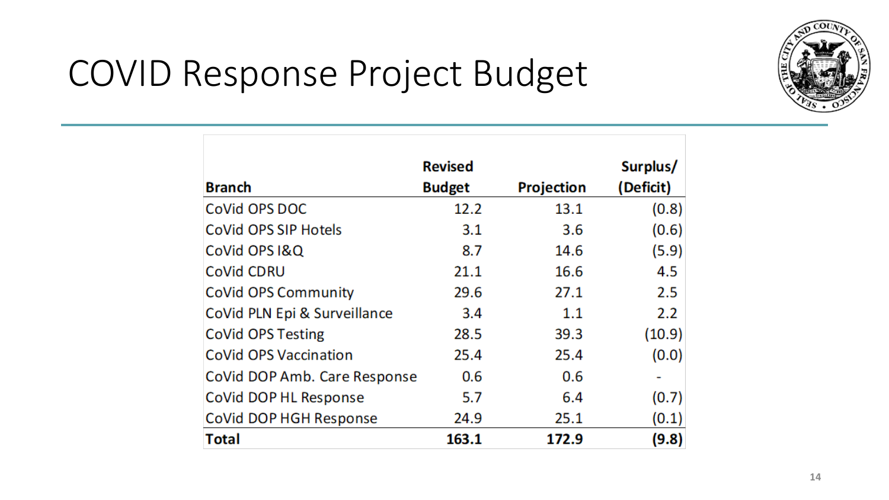# COVID Response Project Budget

| Branch | Revised Budget | Projection | Surplus/ (Deficit) |
|---|---|---|---|
| CoVid OPS DOC | 12.2 | 13.1 | (0.8) |
| CoVid OPS SIP Hotels | 3.1 | 3.6 | (0.6) |
| CoVid OPS I&Q | 8.7 | 14.6 | (5.9) |
| CoVid CDRU | 21.1 | 16.6 | 4.5 |
| CoVid OPS Community | 29.6 | 27.1 | 2.5 |
| CoVid PLN Epi & Surveillance | 3.4 | 1.1 | 2.2 |
| CoVid OPS Testing | 28.5 | 39.3 | (10.9) |
| CoVid OPS Vaccination | 25.4 | 25.4 | (0.0) |
| CoVid DOP Amb. Care Response | 0.6 | 0.6 | - |
| CoVid DOP HL Response | 5.7 | 6.4 | (0.7) |
| CoVid DOP HGH Response | 24.9 | 25.1 | (0.1) |
| **Total** | **163.1** | **172.9** | **(9.8)** |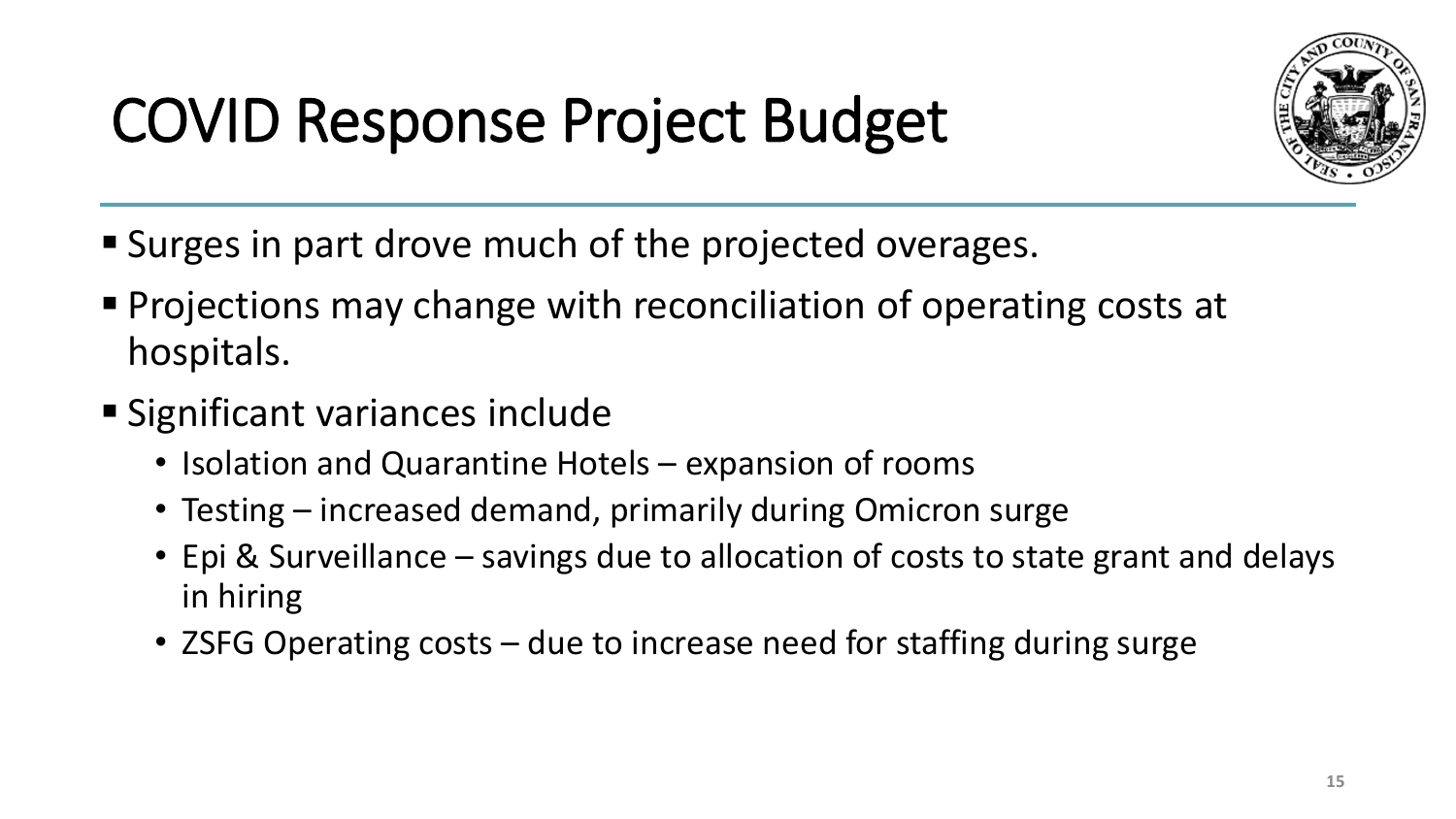# COVID Response Project Budget

- Surges in part drove much of the projected overages.
- Projections may change with reconciliation of operating costs at hospitals.
- Significant variances include
  - Isolation and Quarantine Hotels – expansion of rooms
  - Testing – increased demand, primarily during Omicron surge
  - Epi & Surveillance – savings due to allocation of costs to state grant and delays in hiring
  - ZSFG Operating costs – due to increase need for staffing during surge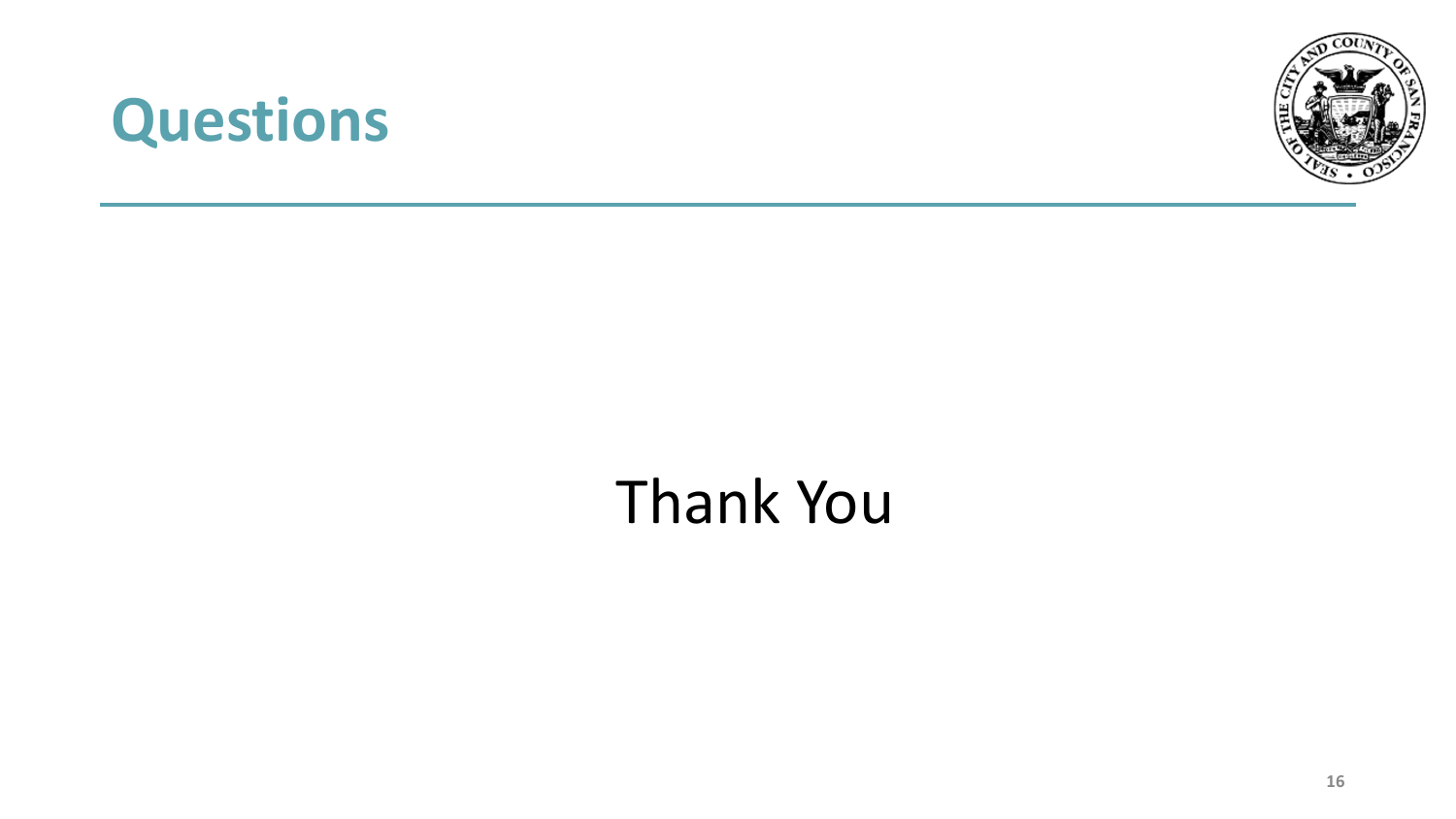# Questions

Thank You